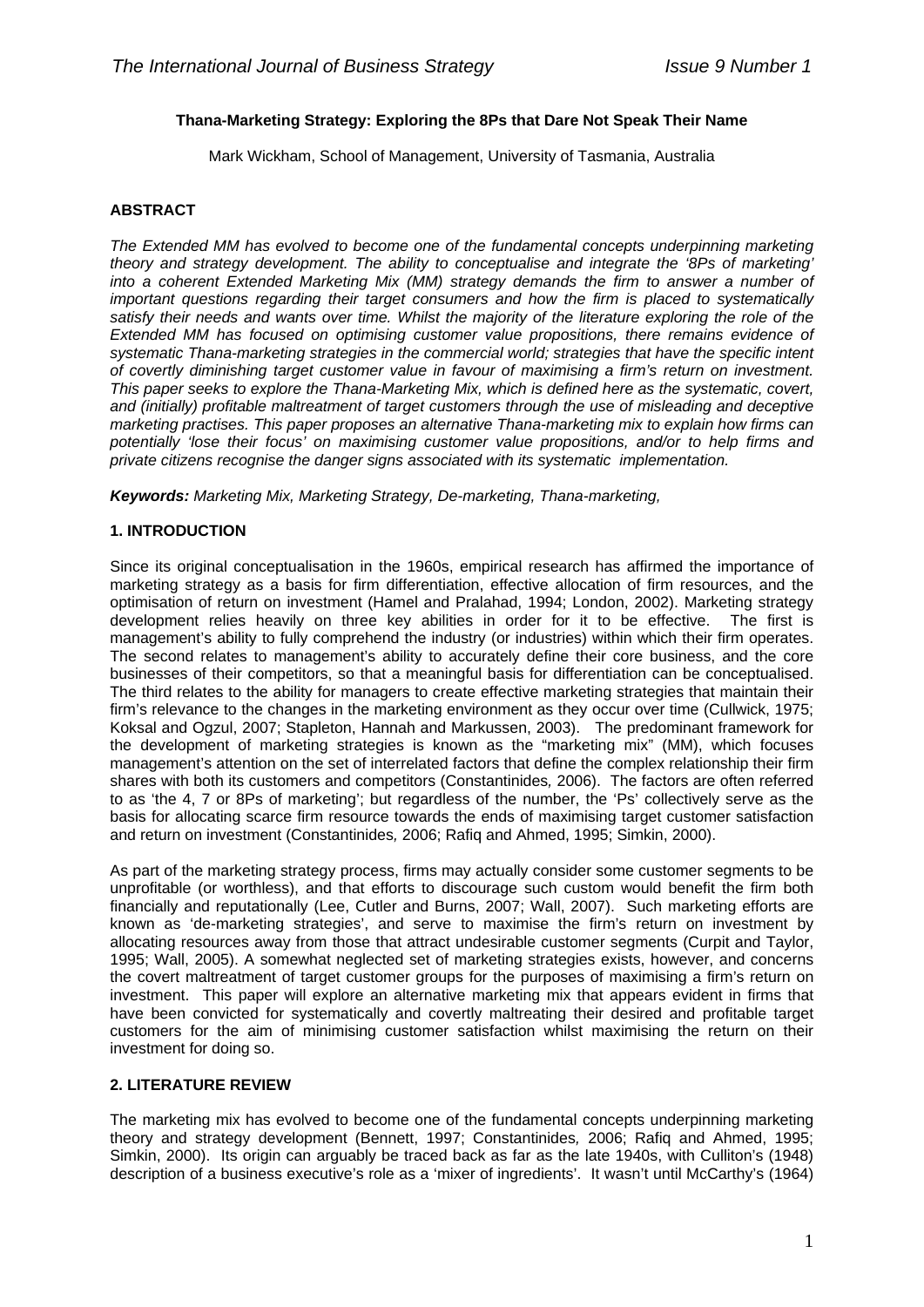**Thana-Marketing Strategy: Exploring the 8Ps that Dare Not Speak Their Name**

Mark Wickham, School of Management, University of Tasmania, Australia

## ABSTRACT

*The Extended MM has evolved to become one of the fundamental concepts underpinning marketing theory and strategy development. The ability to conceptualise and integrate the '8Ps of marketing' into a coherent Extended Marketing Mix (MM) strategy demands the firm to answer a number of important questions regarding their target consumers and how the firm is placed to systematically satisfy their needs and wants over time. Whilst the majority of the literature exploring the role of the Extended MM has focused on optimising customer value propositions, there remains evidence of systematic Thana-marketing strategies in the commercial world; strategies that have the specific intent of covertly diminishing target customer value in favour of maximising a firm's return on investment. This paper seeks to explore the Thana-Marketing Mix, which is defined here as the systematic, covert, and (initially) profitable maltreatment of target customers through the use of misleading and deceptive marketing practises. This paper proposes an alternative Thana-marketing mix to explain how firms can potentially 'lose their focus' on maximising customer value propositions, and/or to help firms and private citizens recognise the danger signs associated with its systematic implementation.*

***Keywords:*** *Marketing Mix, Marketing Strategy, De-marketing, Thana-marketing,*

## 1. INTRODUCTION

Since its original conceptualisation in the 1960s, empirical research has affirmed the importance of marketing strategy as a basis for firm differentiation, effective allocation of firm resources, and the optimisation of return on investment (Hamel and Pralahad, 1994; London, 2002). Marketing strategy development relies heavily on three key abilities in order for it to be effective. The first is management's ability to fully comprehend the industry (or industries) within which their firm operates. The second relates to management's ability to accurately define their core business, and the core businesses of their competitors, so that a meaningful basis for differentiation can be conceptualised. The third relates to the ability for managers to create effective marketing strategies that maintain their firm's relevance to the changes in the marketing environment as they occur over time (Cullwick, 1975; Koksal and Ogzul, 2007; Stapleton, Hannah and Markussen, 2003). The predominant framework for the development of marketing strategies is known as the "marketing mix" (MM), which focuses management's attention on the set of interrelated factors that define the complex relationship their firm shares with both its customers and competitors (Constantinides*,* 2006). The factors are often referred to as 'the 4, 7 or 8Ps of marketing'; but regardless of the number, the 'Ps' collectively serve as the basis for allocating scarce firm resource towards the ends of maximising target customer satisfaction and return on investment (Constantinides*,* 2006; Rafiq and Ahmed, 1995; Simkin, 2000).

As part of the marketing strategy process, firms may actually consider some customer segments to be unprofitable (or worthless), and that efforts to discourage such custom would benefit the firm both financially and reputationally (Lee, Cutler and Burns, 2007; Wall, 2007). Such marketing efforts are known as 'de-marketing strategies', and serve to maximise the firm's return on investment by allocating resources away from those that attract undesirable customer segments (Curpit and Taylor, 1995; Wall, 2005). A somewhat neglected set of marketing strategies exists, however, and concerns the covert maltreatment of target customer groups for the purposes of maximising a firm's return on investment. This paper will explore an alternative marketing mix that appears evident in firms that have been convicted for systematically and covertly maltreating their desired and profitable target customers for the aim of minimising customer satisfaction whilst maximising the return on their investment for doing so.

## 2. LITERATURE REVIEW

The marketing mix has evolved to become one of the fundamental concepts underpinning marketing theory and strategy development (Bennett, 1997; Constantinides*,* 2006; Rafiq and Ahmed, 1995; Simkin, 2000). Its origin can arguably be traced back as far as the late 1940s, with Culliton's (1948) description of a business executive's role as a 'mixer of ingredients'. It wasn't until McCarthy's (1964)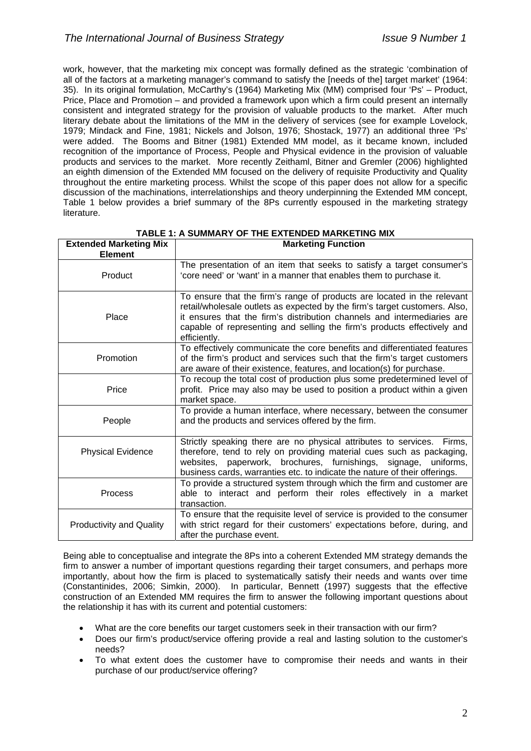work, however, that the marketing mix concept was formally defined as the strategic 'combination of all of the factors at a marketing manager's command to satisfy the [needs of the] target market' (1964: 35). In its original formulation, McCarthy's (1964) Marketing Mix (MM) comprised four 'Ps' – Product, Price, Place and Promotion – and provided a framework upon which a firm could present an internally consistent and integrated strategy for the provision of valuable products to the market. After much literary debate about the limitations of the MM in the delivery of services (see for example Lovelock, 1979; Mindack and Fine, 1981; Nickels and Jolson, 1976; Shostack, 1977) an additional three 'Ps' were added. The Booms and Bitner (1981) Extended MM model, as it became known, included recognition of the importance of Process, People and Physical evidence in the provision of valuable products and services to the market. More recently Zeithaml, Bitner and Gremler (2006) highlighted an eighth dimension of the Extended MM focused on the delivery of requisite Productivity and Quality throughout the entire marketing process. Whilst the scope of this paper does not allow for a specific discussion of the machinations, interrelationships and theory underpinning the Extended MM concept, Table 1 below provides a brief summary of the 8Ps currently espoused in the marketing strategy literature.

**TABLE 1: A SUMMARY OF THE EXTENDED MARKETING MIX**

| Extended Marketing Mix Element | Marketing Function |
|---|---|
| Product | The presentation of an item that seeks to satisfy a target consumer's 'core need' or 'want' in a manner that enables them to purchase it. |
| Place | To ensure that the firm's range of products are located in the relevant retail/wholesale outlets as expected by the firm's target customers. Also, it ensures that the firm's distribution channels and intermediaries are capable of representing and selling the firm's products effectively and efficiently. |
| Promotion | To effectively communicate the core benefits and differentiated features of the firm's product and services such that the firm's target customers are aware of their existence, features, and location(s) for purchase. |
| Price | To recoup the total cost of production plus some predetermined level of profit. Price may also may be used to position a product within a given market space. |
| People | To provide a human interface, where necessary, between the consumer and the products and services offered by the firm. |
| Physical Evidence | Strictly speaking there are no physical attributes to services. Firms, therefore, tend to rely on providing material cues such as packaging, websites, paperwork, brochures, furnishings, signage, uniforms, business cards, warranties etc. to indicate the nature of their offerings. |
| Process | To provide a structured system through which the firm and customer are able to interact and perform their roles effectively in a market transaction. |
| Productivity and Quality | To ensure that the requisite level of service is provided to the consumer with strict regard for their customers' expectations before, during, and after the purchase event. |

Being able to conceptualise and integrate the 8Ps into a coherent Extended MM strategy demands the firm to answer a number of important questions regarding their target consumers, and perhaps more importantly, about how the firm is placed to systematically satisfy their needs and wants over time (Constantinides, 2006; Simkin, 2000). In particular, Bennett (1997) suggests that the effective construction of an Extended MM requires the firm to answer the following important questions about the relationship it has with its current and potential customers:

- What are the core benefits our target customers seek in their transaction with our firm?
- Does our firm's product/service offering provide a real and lasting solution to the customer's needs?
- To what extent does the customer have to compromise their needs and wants in their purchase of our product/service offering?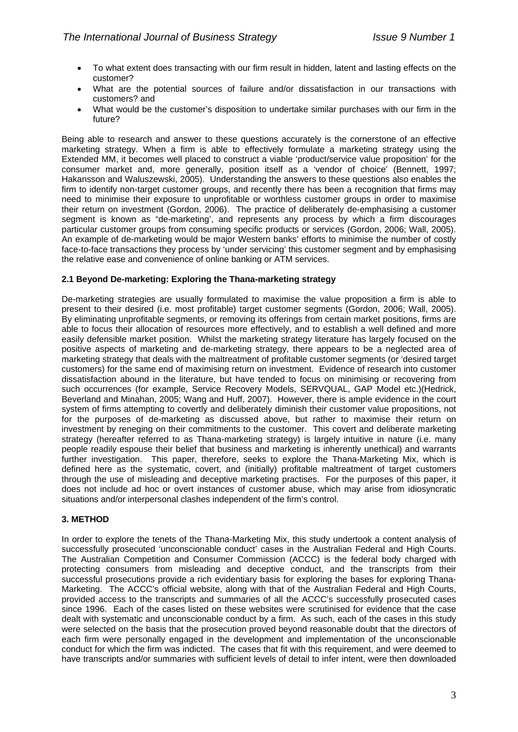- To what extent does transacting with our firm result in hidden, latent and lasting effects on the customer?
- What are the potential sources of failure and/or dissatisfaction in our transactions with customers? and
- What would be the customer's disposition to undertake similar purchases with our firm in the future?

Being able to research and answer to these questions accurately is the cornerstone of an effective marketing strategy. When a firm is able to effectively formulate a marketing strategy using the Extended MM, it becomes well placed to construct a viable 'product/service value proposition' for the consumer market and, more generally, position itself as a 'vendor of choice' (Bennett, 1997; Hakansson and Waluszewski, 2005). Understanding the answers to these questions also enables the firm to identify non-target customer groups, and recently there has been a recognition that firms may need to minimise their exposure to unprofitable or worthless customer groups in order to maximise their return on investment (Gordon, 2006). The practice of deliberately de-emphasising a customer segment is known as "de-marketing', and represents any process by which a firm discourages particular customer groups from consuming specific products or services (Gordon, 2006; Wall, 2005). An example of de-marketing would be major Western banks' efforts to minimise the number of costly face-to-face transactions they process by 'under servicing' this customer segment and by emphasising the relative ease and convenience of online banking or ATM services.

### 2.1 Beyond De-marketing: Exploring the Thana-marketing strategy

De-marketing strategies are usually formulated to maximise the value proposition a firm is able to present to their desired (i.e. most profitable) target customer segments (Gordon, 2006; Wall, 2005). By eliminating unprofitable segments, or removing its offerings from certain market positions, firms are able to focus their allocation of resources more effectively, and to establish a well defined and more easily defensible market position. Whilst the marketing strategy literature has largely focused on the positive aspects of marketing and de-marketing strategy, there appears to be a neglected area of marketing strategy that deals with the maltreatment of profitable customer segments (or 'desired target customers) for the same end of maximising return on investment. Evidence of research into customer dissatisfaction abound in the literature, but have tended to focus on minimising or recovering from such occurrences (for example, Service Recovery Models, SERVQUAL, GAP Model etc.)(Hedrick, Beverland and Minahan, 2005; Wang and Huff, 2007). However, there is ample evidence in the court system of firms attempting to covertly and deliberately diminish their customer value propositions, not for the purposes of de-marketing as discussed above, but rather to maximise their return on investment by reneging on their commitments to the customer. This covert and deliberate marketing strategy (hereafter referred to as Thana-marketing strategy) is largely intuitive in nature (i.e. many people readily espouse their belief that business and marketing is inherently unethical) and warrants further investigation. This paper, therefore, seeks to explore the Thana-Marketing Mix, which is defined here as the systematic, covert, and (initially) profitable maltreatment of target customers through the use of misleading and deceptive marketing practises. For the purposes of this paper, it does not include ad hoc or overt instances of customer abuse, which may arise from idiosyncratic situations and/or interpersonal clashes independent of the firm's control.

## 3. METHOD

In order to explore the tenets of the Thana-Marketing Mix, this study undertook a content analysis of successfully prosecuted 'unconscionable conduct' cases in the Australian Federal and High Courts. The Australian Competition and Consumer Commission (ACCC) is the federal body charged with protecting consumers from misleading and deceptive conduct, and the transcripts from their successful prosecutions provide a rich evidentiary basis for exploring the bases for exploring Thana-Marketing. The ACCC's official website, along with that of the Australian Federal and High Courts, provided access to the transcripts and summaries of all the ACCC's successfully prosecuted cases since 1996. Each of the cases listed on these websites were scrutinised for evidence that the case dealt with systematic and unconscionable conduct by a firm. As such, each of the cases in this study were selected on the basis that the prosecution proved beyond reasonable doubt that the directors of each firm were personally engaged in the development and implementation of the unconscionable conduct for which the firm was indicted. The cases that fit with this requirement, and were deemed to have transcripts and/or summaries with sufficient levels of detail to infer intent, were then downloaded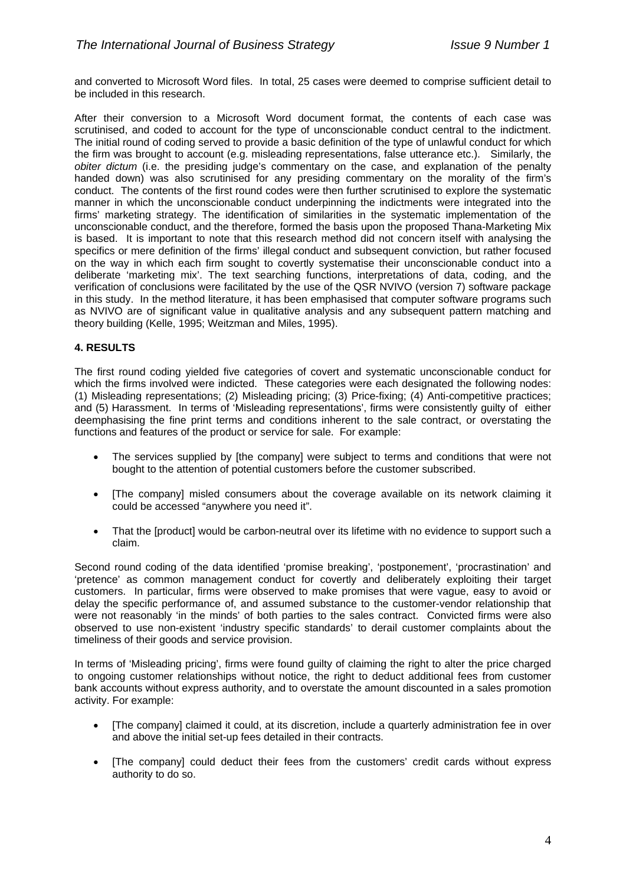and converted to Microsoft Word files. In total, 25 cases were deemed to comprise sufficient detail to be included in this research.

After their conversion to a Microsoft Word document format, the contents of each case was scrutinised, and coded to account for the type of unconscionable conduct central to the indictment. The initial round of coding served to provide a basic definition of the type of unlawful conduct for which the firm was brought to account (e.g. misleading representations, false utterance etc.). Similarly, the *obiter dictum* (i.e. the presiding judge's commentary on the case, and explanation of the penalty handed down) was also scrutinised for any presiding commentary on the morality of the firm's conduct. The contents of the first round codes were then further scrutinised to explore the systematic manner in which the unconscionable conduct underpinning the indictments were integrated into the firms' marketing strategy. The identification of similarities in the systematic implementation of the unconscionable conduct, and the therefore, formed the basis upon the proposed Thana-Marketing Mix is based. It is important to note that this research method did not concern itself with analysing the specifics or mere definition of the firms' illegal conduct and subsequent conviction, but rather focused on the way in which each firm sought to covertly systematise their unconscionable conduct into a deliberate 'marketing mix'. The text searching functions, interpretations of data, coding, and the verification of conclusions were facilitated by the use of the QSR NVIVO (version 7) software package in this study. In the method literature, it has been emphasised that computer software programs such as NVIVO are of significant value in qualitative analysis and any subsequent pattern matching and theory building (Kelle, 1995; Weitzman and Miles, 1995).

## 4. RESULTS

The first round coding yielded five categories of covert and systematic unconscionable conduct for which the firms involved were indicted. These categories were each designated the following nodes: (1) Misleading representations; (2) Misleading pricing; (3) Price-fixing; (4) Anti-competitive practices; and (5) Harassment. In terms of 'Misleading representations', firms were consistently guilty of either deemphasising the fine print terms and conditions inherent to the sale contract, or overstating the functions and features of the product or service for sale. For example:

- The services supplied by [the company] were subject to terms and conditions that were not bought to the attention of potential customers before the customer subscribed.
- [The company] misled consumers about the coverage available on its network claiming it could be accessed "anywhere you need it".
- That the [product] would be carbon-neutral over its lifetime with no evidence to support such a claim.

Second round coding of the data identified 'promise breaking', 'postponement', 'procrastination' and 'pretence' as common management conduct for covertly and deliberately exploiting their target customers. In particular, firms were observed to make promises that were vague, easy to avoid or delay the specific performance of, and assumed substance to the customer-vendor relationship that were not reasonably 'in the minds' of both parties to the sales contract. Convicted firms were also observed to use non-existent 'industry specific standards' to derail customer complaints about the timeliness of their goods and service provision.

In terms of 'Misleading pricing', firms were found guilty of claiming the right to alter the price charged to ongoing customer relationships without notice, the right to deduct additional fees from customer bank accounts without express authority, and to overstate the amount discounted in a sales promotion activity. For example:

- [The company] claimed it could, at its discretion, include a quarterly administration fee in over and above the initial set-up fees detailed in their contracts.
- [The company] could deduct their fees from the customers' credit cards without express authority to do so.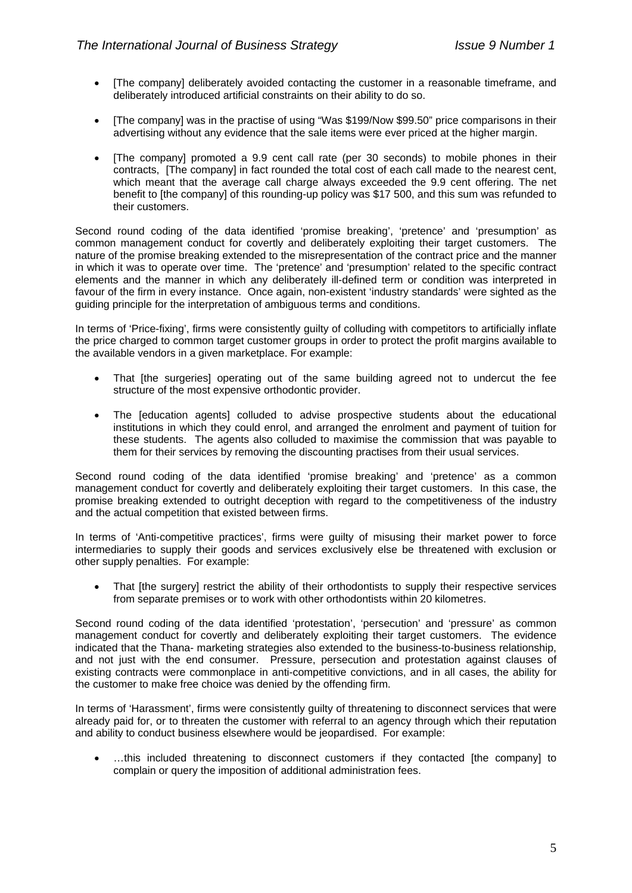- [The company] deliberately avoided contacting the customer in a reasonable timeframe, and deliberately introduced artificial constraints on their ability to do so.

- [The company] was in the practise of using "Was $199/Now $99.50" price comparisons in their advertising without any evidence that the sale items were ever priced at the higher margin.

- [The company] promoted a 9.9 cent call rate (per 30 seconds) to mobile phones in their contracts, [The company] in fact rounded the total cost of each call made to the nearest cent, which meant that the average call charge always exceeded the 9.9 cent offering. The net benefit to [the company] of this rounding-up policy was $17 500, and this sum was refunded to their customers.

Second round coding of the data identified 'promise breaking', 'pretence' and 'presumption' as common management conduct for covertly and deliberately exploiting their target customers. The nature of the promise breaking extended to the misrepresentation of the contract price and the manner in which it was to operate over time. The 'pretence' and 'presumption' related to the specific contract elements and the manner in which any deliberately ill-defined term or condition was interpreted in favour of the firm in every instance. Once again, non-existent 'industry standards' were sighted as the guiding principle for the interpretation of ambiguous terms and conditions.

In terms of 'Price-fixing', firms were consistently guilty of colluding with competitors to artificially inflate the price charged to common target customer groups in order to protect the profit margins available to the available vendors in a given marketplace. For example:

- That [the surgeries] operating out of the same building agreed not to undercut the fee structure of the most expensive orthodontic provider.

- The [education agents] colluded to advise prospective students about the educational institutions in which they could enrol, and arranged the enrolment and payment of tuition for these students. The agents also colluded to maximise the commission that was payable to them for their services by removing the discounting practises from their usual services.

Second round coding of the data identified 'promise breaking' and 'pretence' as a common management conduct for covertly and deliberately exploiting their target customers. In this case, the promise breaking extended to outright deception with regard to the competitiveness of the industry and the actual competition that existed between firms.

In terms of 'Anti-competitive practices', firms were guilty of misusing their market power to force intermediaries to supply their goods and services exclusively else be threatened with exclusion or other supply penalties. For example:

- That [the surgery] restrict the ability of their orthodontists to supply their respective services from separate premises or to work with other orthodontists within 20 kilometres.

Second round coding of the data identified 'protestation', 'persecution' and 'pressure' as common management conduct for covertly and deliberately exploiting their target customers. The evidence indicated that the Thana- marketing strategies also extended to the business-to-business relationship, and not just with the end consumer. Pressure, persecution and protestation against clauses of existing contracts were commonplace in anti-competitive convictions, and in all cases, the ability for the customer to make free choice was denied by the offending firm.

In terms of 'Harassment', firms were consistently guilty of threatening to disconnect services that were already paid for, or to threaten the customer with referral to an agency through which their reputation and ability to conduct business elsewhere would be jeopardised. For example:

- …this included threatening to disconnect customers if they contacted [the company] to complain or query the imposition of additional administration fees.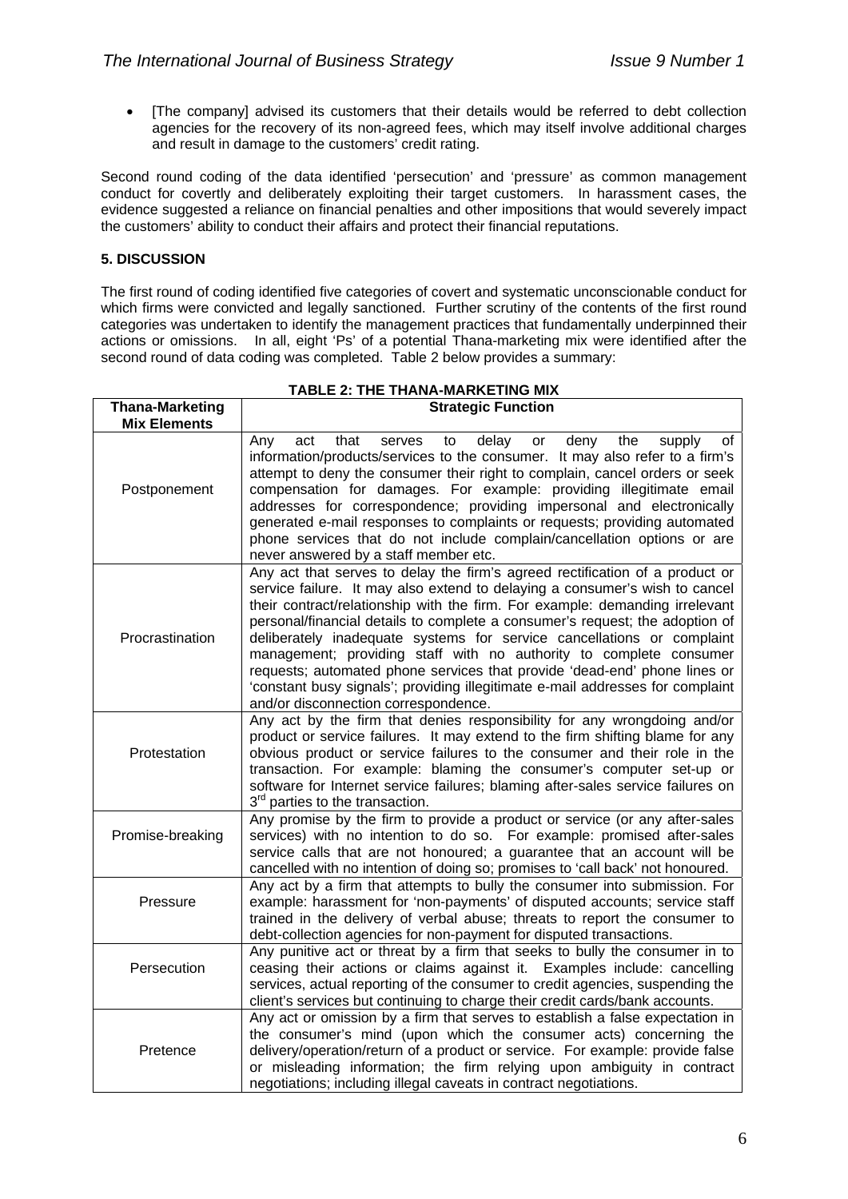- [The company] advised its customers that their details would be referred to debt collection agencies for the recovery of its non-agreed fees, which may itself involve additional charges and result in damage to the customers' credit rating.

Second round coding of the data identified 'persecution' and 'pressure' as common management conduct for covertly and deliberately exploiting their target customers. In harassment cases, the evidence suggested a reliance on financial penalties and other impositions that would severely impact the customers' ability to conduct their affairs and protect their financial reputations.

## 5. DISCUSSION

The first round of coding identified five categories of covert and systematic unconscionable conduct for which firms were convicted and legally sanctioned. Further scrutiny of the contents of the first round categories was undertaken to identify the management practices that fundamentally underpinned their actions or omissions. In all, eight 'Ps' of a potential Thana-marketing mix were identified after the second round of data coding was completed. Table 2 below provides a summary:

**TABLE 2: THE THANA-MARKETING MIX**

| Thana-Marketing Mix Elements | Strategic Function |
|---|---|
| Postponement | Any act that serves to delay or deny the supply of information/products/services to the consumer. It may also refer to a firm's attempt to deny the consumer their right to complain, cancel orders or seek compensation for damages. For example: providing illegitimate email addresses for correspondence; providing impersonal and electronically generated e-mail responses to complaints or requests; providing automated phone services that do not include complain/cancellation options or are never answered by a staff member etc. |
| Procrastination | Any act that serves to delay the firm's agreed rectification of a product or service failure. It may also extend to delaying a consumer's wish to cancel their contract/relationship with the firm. For example: demanding irrelevant personal/financial details to complete a consumer's request; the adoption of deliberately inadequate systems for service cancellations or complaint management; providing staff with no authority to complete consumer requests; automated phone services that provide 'dead-end' phone lines or 'constant busy signals'; providing illegitimate e-mail addresses for complaint and/or disconnection correspondence. |
| Protestation | Any act by the firm that denies responsibility for any wrongdoing and/or product or service failures. It may extend to the firm shifting blame for any obvious product or service failures to the consumer and their role in the transaction. For example: blaming the consumer's computer set-up or software for Internet service failures; blaming after-sales service failures on 3rd parties to the transaction. |
| Promise-breaking | Any promise by the firm to provide a product or service (or any after-sales services) with no intention to do so. For example: promised after-sales service calls that are not honoured; a guarantee that an account will be cancelled with no intention of doing so; promises to 'call back' not honoured. |
| Pressure | Any act by a firm that attempts to bully the consumer into submission. For example: harassment for 'non-payments' of disputed accounts; service staff trained in the delivery of verbal abuse; threats to report the consumer to debt-collection agencies for non-payment for disputed transactions. |
| Persecution | Any punitive act or threat by a firm that seeks to bully the consumer in to ceasing their actions or claims against it. Examples include: cancelling services, actual reporting of the consumer to credit agencies, suspending the client's services but continuing to charge their credit cards/bank accounts. |
| Pretence | Any act or omission by a firm that serves to establish a false expectation in the consumer's mind (upon which the consumer acts) concerning the delivery/operation/return of a product or service. For example: provide false or misleading information; the firm relying upon ambiguity in contract negotiations; including illegal caveats in contract negotiations. |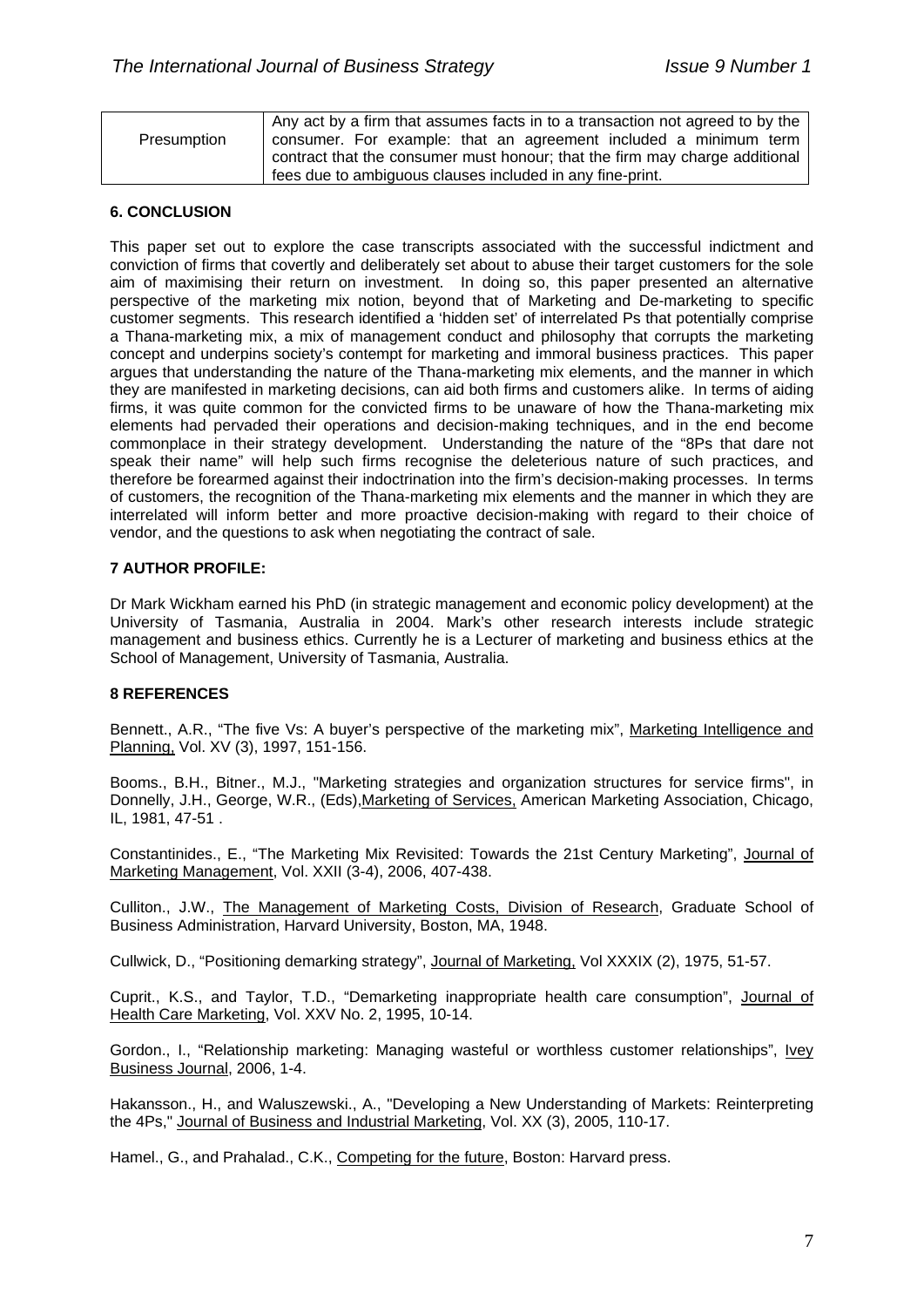| Presumption | Any act by a firm that assumes facts in to a transaction not agreed to by the consumer. For example: that an agreement included a minimum term contract that the consumer must honour; that the firm may charge additional fees due to ambiguous clauses included in any fine-print. |
|---|---|

## 6. CONCLUSION

This paper set out to explore the case transcripts associated with the successful indictment and conviction of firms that covertly and deliberately set about to abuse their target customers for the sole aim of maximising their return on investment. In doing so, this paper presented an alternative perspective of the marketing mix notion, beyond that of Marketing and De-marketing to specific customer segments. This research identified a 'hidden set' of interrelated Ps that potentially comprise a Thana-marketing mix, a mix of management conduct and philosophy that corrupts the marketing concept and underpins society's contempt for marketing and immoral business practices. This paper argues that understanding the nature of the Thana-marketing mix elements, and the manner in which they are manifested in marketing decisions, can aid both firms and customers alike. In terms of aiding firms, it was quite common for the convicted firms to be unaware of how the Thana-marketing mix elements had pervaded their operations and decision-making techniques, and in the end become commonplace in their strategy development. Understanding the nature of the "8Ps that dare not speak their name" will help such firms recognise the deleterious nature of such practices, and therefore be forearmed against their indoctrination into the firm's decision-making processes. In terms of customers, the recognition of the Thana-marketing mix elements and the manner in which they are interrelated will inform better and more proactive decision-making with regard to their choice of vendor, and the questions to ask when negotiating the contract of sale.

## 7 AUTHOR PROFILE:

Dr Mark Wickham earned his PhD (in strategic management and economic policy development) at the University of Tasmania, Australia in 2004. Mark's other research interests include strategic management and business ethics. Currently he is a Lecturer of marketing and business ethics at the School of Management, University of Tasmania, Australia.

## 8 REFERENCES

Bennett., A.R., "The five Vs: A buyer's perspective of the marketing mix", Marketing Intelligence and Planning, Vol. XV (3), 1997, 151-156.

Booms., B.H., Bitner., M.J., "Marketing strategies and organization structures for service firms", in Donnelly, J.H., George, W.R., (Eds), Marketing of Services, American Marketing Association, Chicago, IL, 1981, 47-51 .

Constantinides., E., "The Marketing Mix Revisited: Towards the 21st Century Marketing", Journal of Marketing Management, Vol. XXII (3-4), 2006, 407-438.

Culliton., J.W., The Management of Marketing Costs, Division of Research, Graduate School of Business Administration, Harvard University, Boston, MA, 1948.

Cullwick, D., "Positioning demarking strategy", Journal of Marketing, Vol XXXIX (2), 1975, 51-57.

Cuprit., K.S., and Taylor, T.D., "Demarketing inappropriate health care consumption", Journal of Health Care Marketing, Vol. XXV No. 2, 1995, 10-14.

Gordon., I., "Relationship marketing: Managing wasteful or worthless customer relationships", Ivey Business Journal, 2006, 1-4.

Hakansson., H., and Waluszewski., A., "Developing a New Understanding of Markets: Reinterpreting the 4Ps," Journal of Business and Industrial Marketing, Vol. XX (3), 2005, 110-17.

Hamel., G., and Prahalad., C.K., Competing for the future, Boston: Harvard press.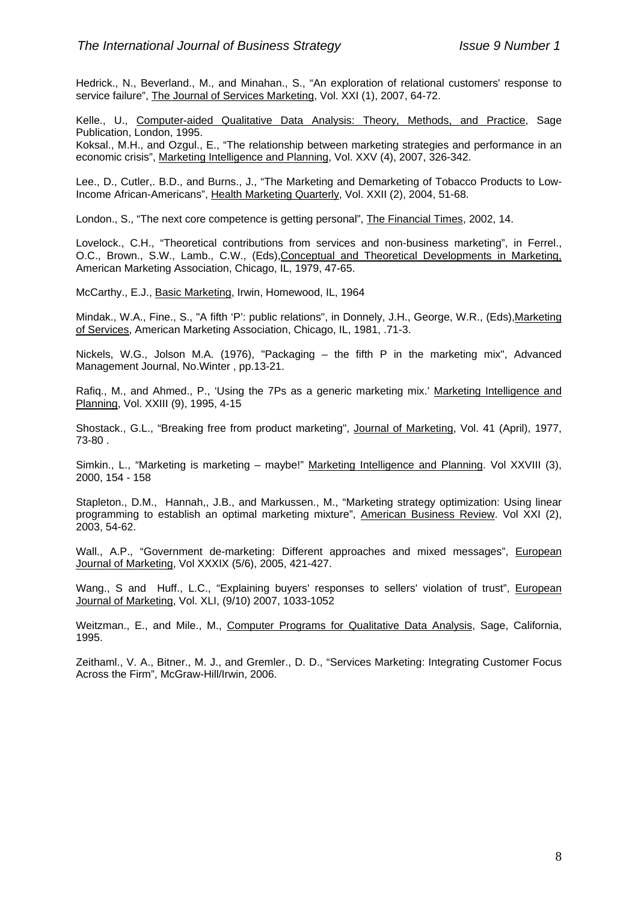Hedrick., N., Beverland., M., and Minahan., S., “An exploration of relational customers' response to service failure”, The Journal of Services Marketing, Vol. XXI (1), 2007, 64-72.

Kelle., U., Computer-aided Qualitative Data Analysis: Theory, Methods, and Practice, Sage Publication, London, 1995.

Koksal., M.H., and Ozgul., E., “The relationship between marketing strategies and performance in an economic crisis”, Marketing Intelligence and Planning, Vol. XXV (4), 2007, 326-342.

Lee., D., Cutler,. B.D., and Burns., J., “The Marketing and Demarketing of Tobacco Products to Low-Income African-Americans”, Health Marketing Quarterly, Vol. XXII (2), 2004, 51-68.

London., S., “The next core competence is getting personal”, The Financial Times, 2002, 14.

Lovelock., C.H., “Theoretical contributions from services and non-business marketing”, in Ferrel., O.C., Brown., S.W., Lamb., C.W., (Eds),Conceptual and Theoretical Developments in Marketing, American Marketing Association, Chicago, IL, 1979, 47-65.

McCarthy., E.J., Basic Marketing, Irwin, Homewood, IL, 1964

Mindak., W.A., Fine., S., "A fifth ‘P’: public relations", in Donnely, J.H., George, W.R., (Eds),Marketing of Services, American Marketing Association, Chicago, IL, 1981, .71-3.

Nickels, W.G., Jolson M.A. (1976), "Packaging – the fifth P in the marketing mix", Advanced Management Journal, No.Winter , pp.13-21.

Rafiq., M., and Ahmed., P., ‘Using the 7Ps as a generic marketing mix.’ Marketing Intelligence and Planning, Vol. XXIII (9), 1995, 4-15

Shostack., G.L., “Breaking free from product marketing", Journal of Marketing, Vol. 41 (April), 1977, 73-80 .

Simkin., L., “Marketing is marketing – maybe!” Marketing Intelligence and Planning. Vol XXVIII (3), 2000, 154 - 158

Stapleton., D.M., Hannah,, J.B., and Markussen., M., “Marketing strategy optimization: Using linear programming to establish an optimal marketing mixture”, American Business Review. Vol XXI (2), 2003, 54-62.

Wall., A.P., “Government de-marketing: Different approaches and mixed messages”, European Journal of Marketing, Vol XXXIX (5/6), 2005, 421-427.

Wang., S and Huff., L.C., “Explaining buyers' responses to sellers' violation of trust”, European Journal of Marketing, Vol. XLI, (9/10) 2007, 1033-1052

Weitzman., E., and Mile., M., Computer Programs for Qualitative Data Analysis, Sage, California, 1995.

Zeithaml., V. A., Bitner., M. J., and Gremler., D. D., “Services Marketing: Integrating Customer Focus Across the Firm”, McGraw-Hill/Irwin, 2006.